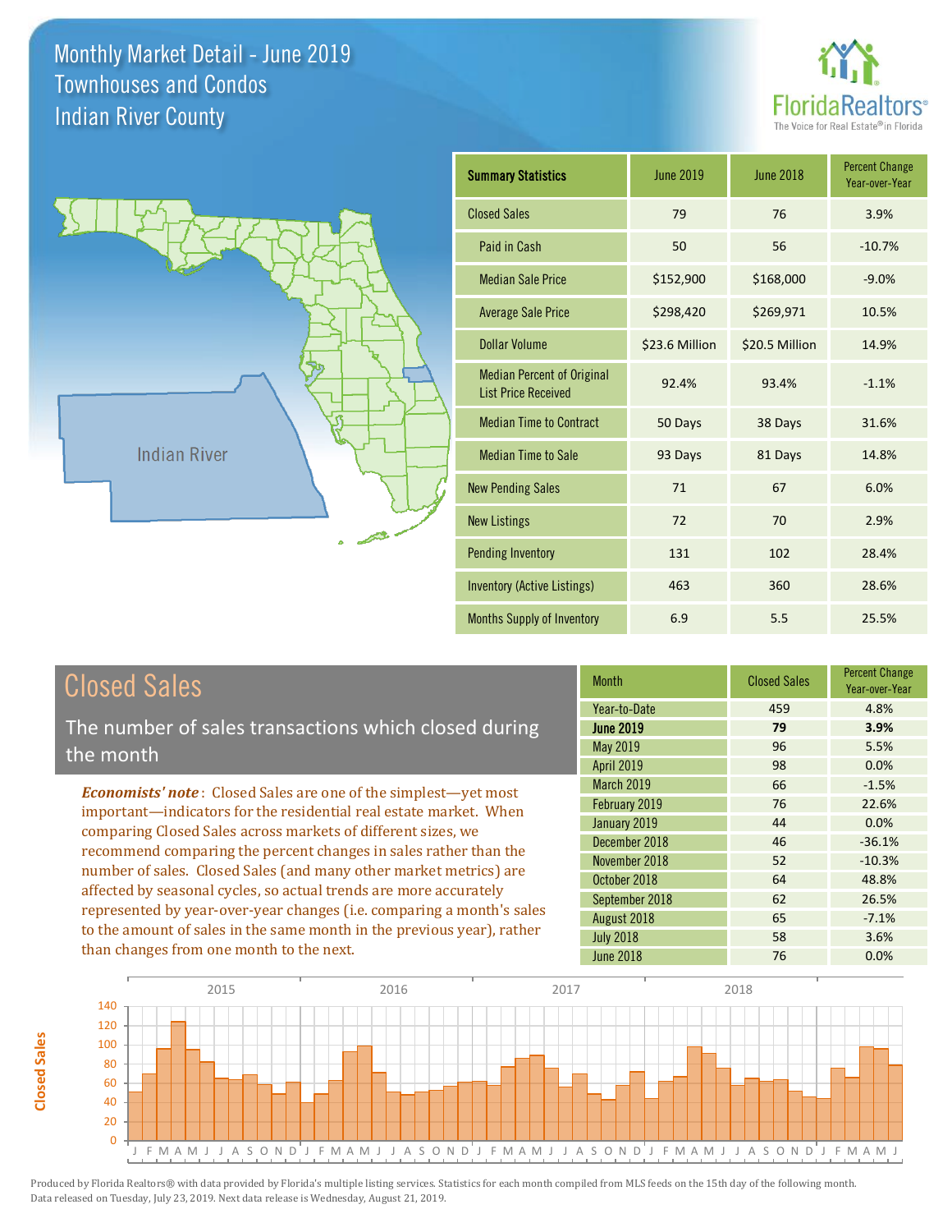# Monthly Market Detail - June 2019
## Townhouses and Condos
## Indian River County

FloridaRealtors® The Voice for Real Estate® in Florida

Indian River

| Summary Statistics | June 2019 | June 2018 | Percent Change Year-over-Year |
|---|---|---|---|
| Closed Sales | 79 | 76 | 3.9% |
| Paid in Cash | 50 | 56 | -10.7% |
| Median Sale Price | $152,900 | $168,000 | -9.0% |
| Average Sale Price | $298,420 | $269,971 | 10.5% |
| Dollar Volume | $23.6 Million | $20.5 Million | 14.9% |
| Median Percent of Original List Price Received | 92.4% | 93.4% | -1.1% |
| Median Time to Contract | 50 Days | 38 Days | 31.6% |
| Median Time to Sale | 93 Days | 81 Days | 14.8% |
| New Pending Sales | 71 | 67 | 6.0% |
| New Listings | 72 | 70 | 2.9% |
| Pending Inventory | 131 | 102 | 28.4% |
| Inventory (Active Listings) | 463 | 360 | 28.6% |
| Months Supply of Inventory | 6.9 | 5.5 | 25.5% |

## Closed Sales

The number of sales transactions which closed during the month

***Economists' note***: Closed Sales are one of the simplest—yet most important—indicators for the residential real estate market. When comparing Closed Sales across markets of different sizes, we recommend comparing the percent changes in sales rather than the number of sales. Closed Sales (and many other market metrics) are affected by seasonal cycles, so actual trends are more accurately represented by year-over-year changes (i.e. comparing a month's sales to the amount of sales in the same month in the previous year), rather than changes from one month to the next.

| Month | Closed Sales | Percent Change Year-over-Year |
|---|---|---|
| Year-to-Date | 459 | 4.8% |
| **June 2019** | **79** | **3.9%** |
| May 2019 | 96 | 5.5% |
| April 2019 | 98 | 0.0% |
| March 2019 | 66 | -1.5% |
| February 2019 | 76 | 22.6% |
| January 2019 | 44 | 0.0% |
| December 2018 | 46 | -36.1% |
| November 2018 | 52 | -10.3% |
| October 2018 | 64 | 48.8% |
| September 2018 | 62 | 26.5% |
| August 2018 | 65 | -7.1% |
| July 2018 | 58 | 3.6% |
| June 2018 | 76 | 0.0% |

Produced by Florida Realtors® with data provided by Florida's multiple listing services. Statistics for each month compiled from MLS feeds on the 15th day of the following month. Data released on Tuesday, July 23, 2019. Next data release is Wednesday, August 21, 2019.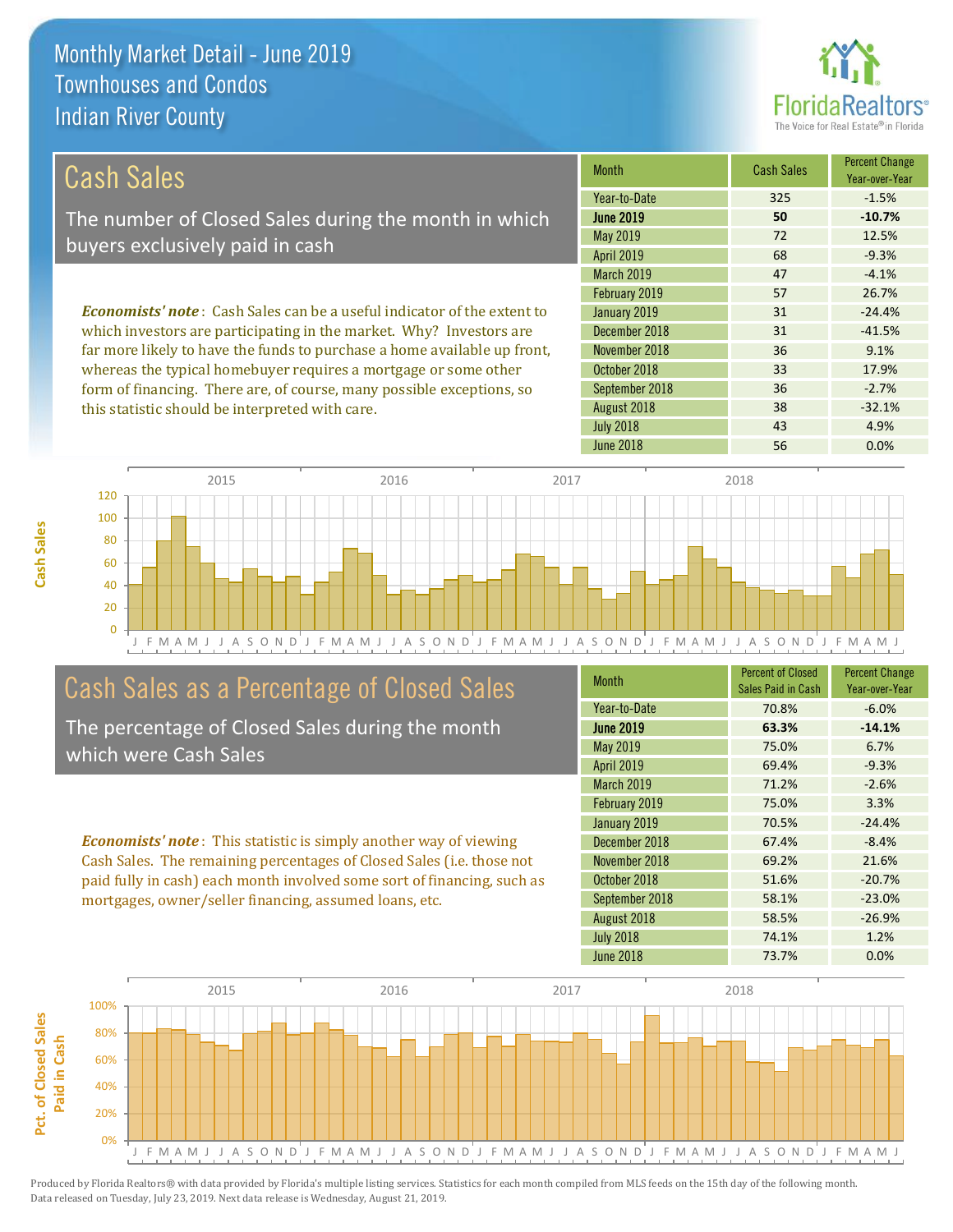# Monthly Market Detail - June 2019
## Townhouses and Condos
## Indian River County

## Cash Sales

The number of Closed Sales during the month in which buyers exclusively paid in cash

*Economists' note*: Cash Sales can be a useful indicator of the extent to which investors are participating in the market. Why? Investors are far more likely to have the funds to purchase a home available up front, whereas the typical homebuyer requires a mortgage or some other form of financing. There are, of course, many possible exceptions, so this statistic should be interpreted with care.

| Month | Cash Sales | Percent Change Year-over-Year |
|---|---|---|
| Year-to-Date | 325 | -1.5% |
| **June 2019** | **50** | **-10.7%** |
| May 2019 | 72 | 12.5% |
| April 2019 | 68 | -9.3% |
| March 2019 | 47 | -4.1% |
| February 2019 | 57 | 26.7% |
| January 2019 | 31 | -24.4% |
| December 2018 | 31 | -41.5% |
| November 2018 | 36 | 9.1% |
| October 2018 | 33 | 17.9% |
| September 2018 | 36 | -2.7% |
| August 2018 | 38 | -32.1% |
| July 2018 | 43 | 4.9% |
| June 2018 | 56 | 0.0% |

## Cash Sales as a Percentage of Closed Sales

The percentage of Closed Sales during the month which were Cash Sales

*Economists' note*: This statistic is simply another way of viewing Cash Sales. The remaining percentages of Closed Sales (i.e. those not paid fully in cash) each month involved some sort of financing, such as mortgages, owner/seller financing, assumed loans, etc.

| Month | Percent of Closed Sales Paid in Cash | Percent Change Year-over-Year |
|---|---|---|
| Year-to-Date | 70.8% | -6.0% |
| **June 2019** | **63.3%** | **-14.1%** |
| May 2019 | 75.0% | 6.7% |
| April 2019 | 69.4% | -9.3% |
| March 2019 | 71.2% | -2.6% |
| February 2019 | 75.0% | 3.3% |
| January 2019 | 70.5% | -24.4% |
| December 2018 | 67.4% | -8.4% |
| November 2018 | 69.2% | 21.6% |
| October 2018 | 51.6% | -20.7% |
| September 2018 | 58.1% | -23.0% |
| August 2018 | 58.5% | -26.9% |
| July 2018 | 74.1% | 1.2% |
| June 2018 | 73.7% | 0.0% |

Produced by Florida Realtors® with data provided by Florida's multiple listing services. Statistics for each month compiled from MLS feeds on the 15th day of the following month. Data released on Tuesday, July 23, 2019. Next data release is Wednesday, August 21, 2019.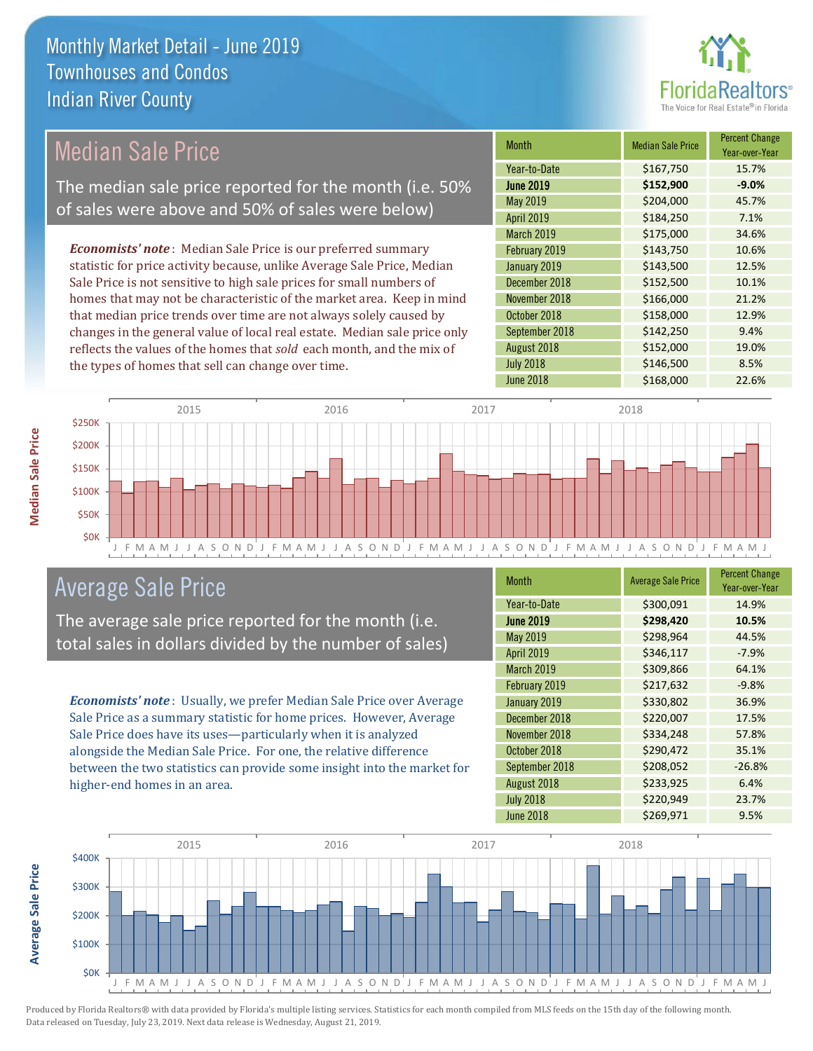# Monthly Market Detail - June 2019
## Townhouses and Condos
## Indian River County

## Median Sale Price

The median sale price reported for the month (i.e. 50% of sales were above and 50% of sales were below)

***Economists' note***: Median Sale Price is our preferred summary statistic for price activity because, unlike Average Sale Price, Median Sale Price is not sensitive to high sale prices for small numbers of homes that may not be characteristic of the market area. Keep in mind that median price trends over time are not always solely caused by changes in the general value of local real estate. Median sale price only reflects the values of the homes that *sold* each month, and the mix of the types of homes that sell can change over time.

| Month | Median Sale Price | Percent Change Year-over-Year |
|---|---|---|
| Year-to-Date | $167,750 | 15.7% |
| **June 2019** | **$152,900** | **-9.0%** |
| May 2019 | $204,000 | 45.7% |
| April 2019 | $184,250 | 7.1% |
| March 2019 | $175,000 | 34.6% |
| February 2019 | $143,750 | 10.6% |
| January 2019 | $143,500 | 12.5% |
| December 2018 | $152,500 | 10.1% |
| November 2018 | $166,000 | 21.2% |
| October 2018 | $158,000 | 12.9% |
| September 2018 | $142,250 | 9.4% |
| August 2018 | $152,000 | 19.0% |
| July 2018 | $146,500 | 8.5% |
| June 2018 | $168,000 | 22.6% |

## Average Sale Price

The average sale price reported for the month (i.e. total sales in dollars divided by the number of sales)

***Economists' note***: Usually, we prefer Median Sale Price over Average Sale Price as a summary statistic for home prices. However, Average Sale Price does have its uses—particularly when it is analyzed alongside the Median Sale Price. For one, the relative difference between the two statistics can provide some insight into the market for higher-end homes in an area.

| Month | Average Sale Price | Percent Change Year-over-Year |
|---|---|---|
| Year-to-Date | $300,091 | 14.9% |
| **June 2019** | **$298,420** | **10.5%** |
| May 2019 | $298,964 | 44.5% |
| April 2019 | $346,117 | -7.9% |
| March 2019 | $309,866 | 64.1% |
| February 2019 | $217,632 | -9.8% |
| January 2019 | $330,802 | 36.9% |
| December 2018 | $220,007 | 17.5% |
| November 2018 | $334,248 | 57.8% |
| October 2018 | $290,472 | 35.1% |
| September 2018 | $208,052 | -26.8% |
| August 2018 | $233,925 | 6.4% |
| July 2018 | $220,949 | 23.7% |
| June 2018 | $269,971 | 9.5% |

Produced by Florida Realtors® with data provided by Florida's multiple listing services. Statistics for each month compiled from MLS feeds on the 15th day of the following month. Data released on Tuesday, July 23, 2019. Next data release is Wednesday, August 21, 2019.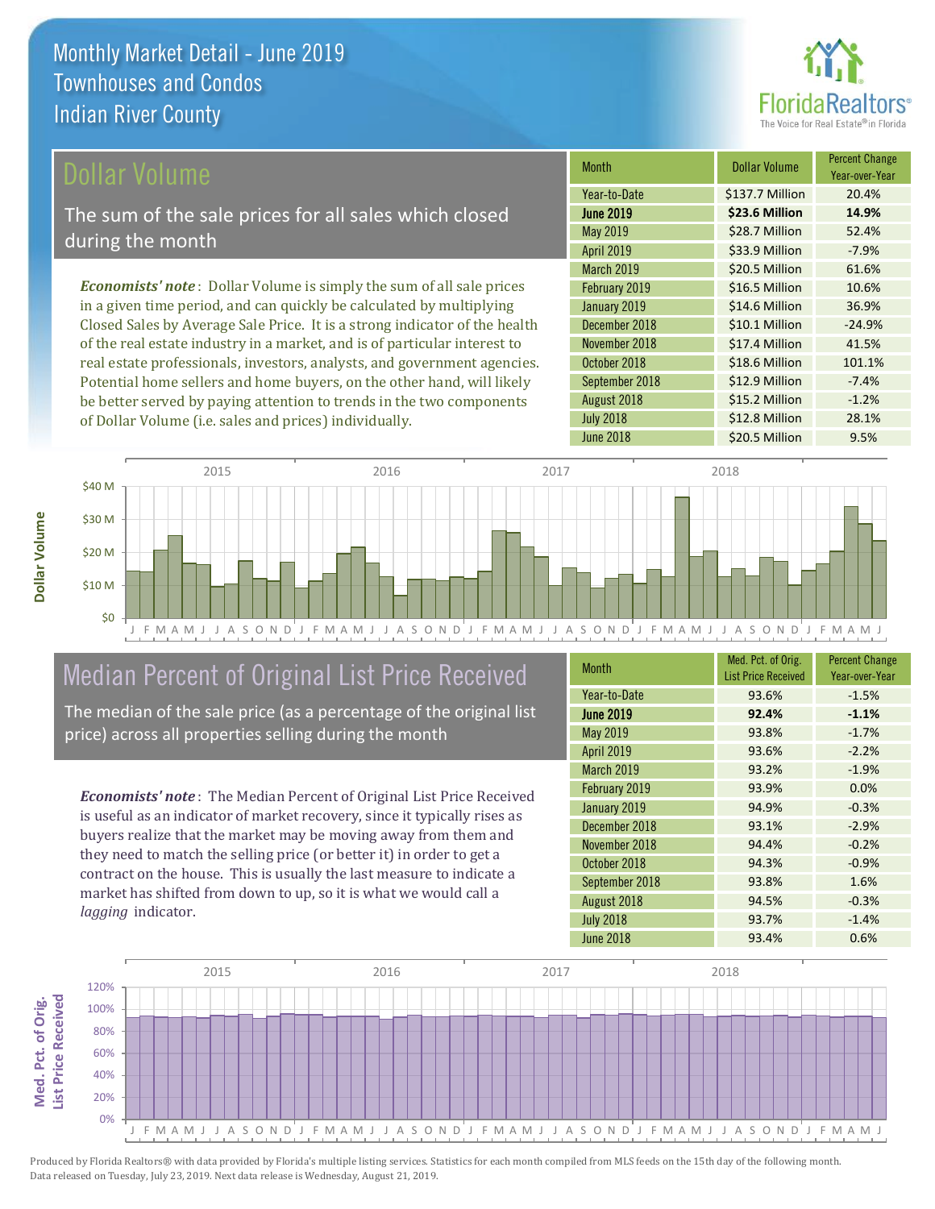# Monthly Market Detail - June 2019
## Townhouses and Condos
## Indian River County

## Dollar Volume

The sum of the sale prices for all sales which closed during the month

*Economists' note*: Dollar Volume is simply the sum of all sale prices in a given time period, and can quickly be calculated by multiplying Closed Sales by Average Sale Price. It is a strong indicator of the health of the real estate industry in a market, and is of particular interest to real estate professionals, investors, analysts, and government agencies. Potential home sellers and home buyers, on the other hand, will likely be better served by paying attention to trends in the two components of Dollar Volume (i.e. sales and prices) individually.

| Month | Dollar Volume | Percent Change Year-over-Year |
|---|---|---|
| Year-to-Date | $137.7 Million | 20.4% |
| **June 2019** | **$23.6 Million** | **14.9%** |
| May 2019 | $28.7 Million | 52.4% |
| April 2019 | $33.9 Million | -7.9% |
| March 2019 | $20.5 Million | 61.6% |
| February 2019 | $16.5 Million | 10.6% |
| January 2019 | $14.6 Million | 36.9% |
| December 2018 | $10.1 Million | -24.9% |
| November 2018 | $17.4 Million | 41.5% |
| October 2018 | $18.6 Million | 101.1% |
| September 2018 | $12.9 Million | -7.4% |
| August 2018 | $15.2 Million | -1.2% |
| July 2018 | $12.8 Million | 28.1% |
| June 2018 | $20.5 Million | 9.5% |

## Median Percent of Original List Price Received

The median of the sale price (as a percentage of the original list price) across all properties selling during the month

*Economists' note*: The Median Percent of Original List Price Received is useful as an indicator of market recovery, since it typically rises as buyers realize that the market may be moving away from them and they need to match the selling price (or better it) in order to get a contract on the house. This is usually the last measure to indicate a market has shifted from down to up, so it is what we would call a *lagging* indicator.

| Month | Med. Pct. of Orig. List Price Received | Percent Change Year-over-Year |
|---|---|---|
| Year-to-Date | 93.6% | -1.5% |
| **June 2019** | **92.4%** | **-1.1%** |
| May 2019 | 93.8% | -1.7% |
| April 2019 | 93.6% | -2.2% |
| March 2019 | 93.2% | -1.9% |
| February 2019 | 93.9% | 0.0% |
| January 2019 | 94.9% | -0.3% |
| December 2018 | 93.1% | -2.9% |
| November 2018 | 94.4% | -0.2% |
| October 2018 | 94.3% | -0.9% |
| September 2018 | 93.8% | 1.6% |
| August 2018 | 94.5% | -0.3% |
| July 2018 | 93.7% | -1.4% |
| June 2018 | 93.4% | 0.6% |

Produced by Florida Realtors® with data provided by Florida's multiple listing services. Statistics for each month compiled from MLS feeds on the 15th day of the following month. Data released on Tuesday, July 23, 2019. Next data release is Wednesday, August 21, 2019.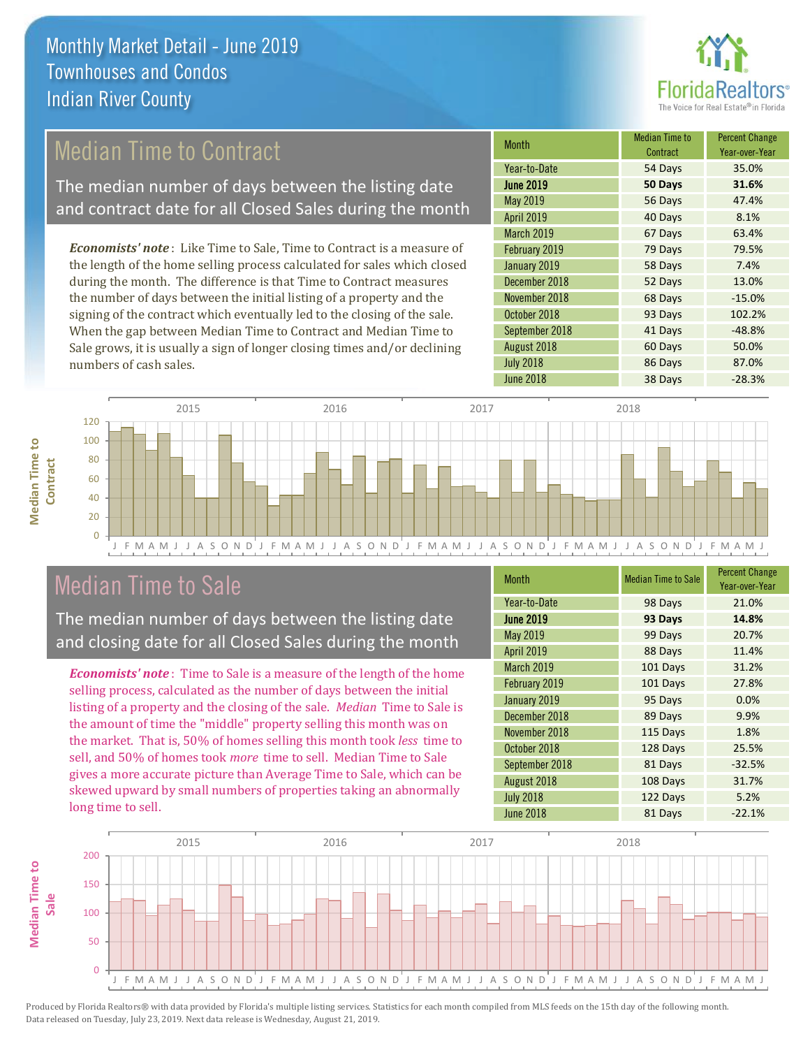Monthly Market Detail - June 2019
Townhouses and Condos
Indian River County

## Median Time to Contract

The median number of days between the listing date and contract date for all Closed Sales during the month

***Economists' note***: Like Time to Sale, Time to Contract is a measure of the length of the home selling process calculated for sales which closed during the month. The difference is that Time to Contract measures the number of days between the initial listing of a property and the signing of the contract which eventually led to the closing of the sale. When the gap between Median Time to Contract and Median Time to Sale grows, it is usually a sign of longer closing times and/or declining numbers of cash sales.

| Month | Median Time to Contract | Percent Change Year-over-Year |
|---|---|---|
| Year-to-Date | 54 Days | 35.0% |
| **June 2019** | **50 Days** | **31.6%** |
| May 2019 | 56 Days | 47.4% |
| April 2019 | 40 Days | 8.1% |
| March 2019 | 67 Days | 63.4% |
| February 2019 | 79 Days | 79.5% |
| January 2019 | 58 Days | 7.4% |
| December 2018 | 52 Days | 13.0% |
| November 2018 | 68 Days | -15.0% |
| October 2018 | 93 Days | 102.2% |
| September 2018 | 41 Days | -48.8% |
| August 2018 | 60 Days | 50.0% |
| July 2018 | 86 Days | 87.0% |
| June 2018 | 38 Days | -28.3% |

## Median Time to Sale

The median number of days between the listing date and closing date for all Closed Sales during the month

***Economists' note***: Time to Sale is a measure of the length of the home selling process, calculated as the number of days between the initial listing of a property and the closing of the sale. *Median* Time to Sale is the amount of time the "middle" property selling this month was on the market. That is, 50% of homes selling this month took *less* time to sell, and 50% of homes took *more* time to sell. Median Time to Sale gives a more accurate picture than Average Time to Sale, which can be skewed upward by small numbers of properties taking an abnormally long time to sell.

| Month | Median Time to Sale | Percent Change Year-over-Year |
|---|---|---|
| Year-to-Date | 98 Days | 21.0% |
| **June 2019** | **93 Days** | **14.8%** |
| May 2019 | 99 Days | 20.7% |
| April 2019 | 88 Days | 11.4% |
| March 2019 | 101 Days | 31.2% |
| February 2019 | 101 Days | 27.8% |
| January 2019 | 95 Days | 0.0% |
| December 2018 | 89 Days | 9.9% |
| November 2018 | 115 Days | 1.8% |
| October 2018 | 128 Days | 25.5% |
| September 2018 | 81 Days | -32.5% |
| August 2018 | 108 Days | 31.7% |
| July 2018 | 122 Days | 5.2% |
| June 2018 | 81 Days | -22.1% |

Produced by Florida Realtors® with data provided by Florida's multiple listing services. Statistics for each month compiled from MLS feeds on the 15th day of the following month. Data released on Tuesday, July 23, 2019. Next data release is Wednesday, August 21, 2019.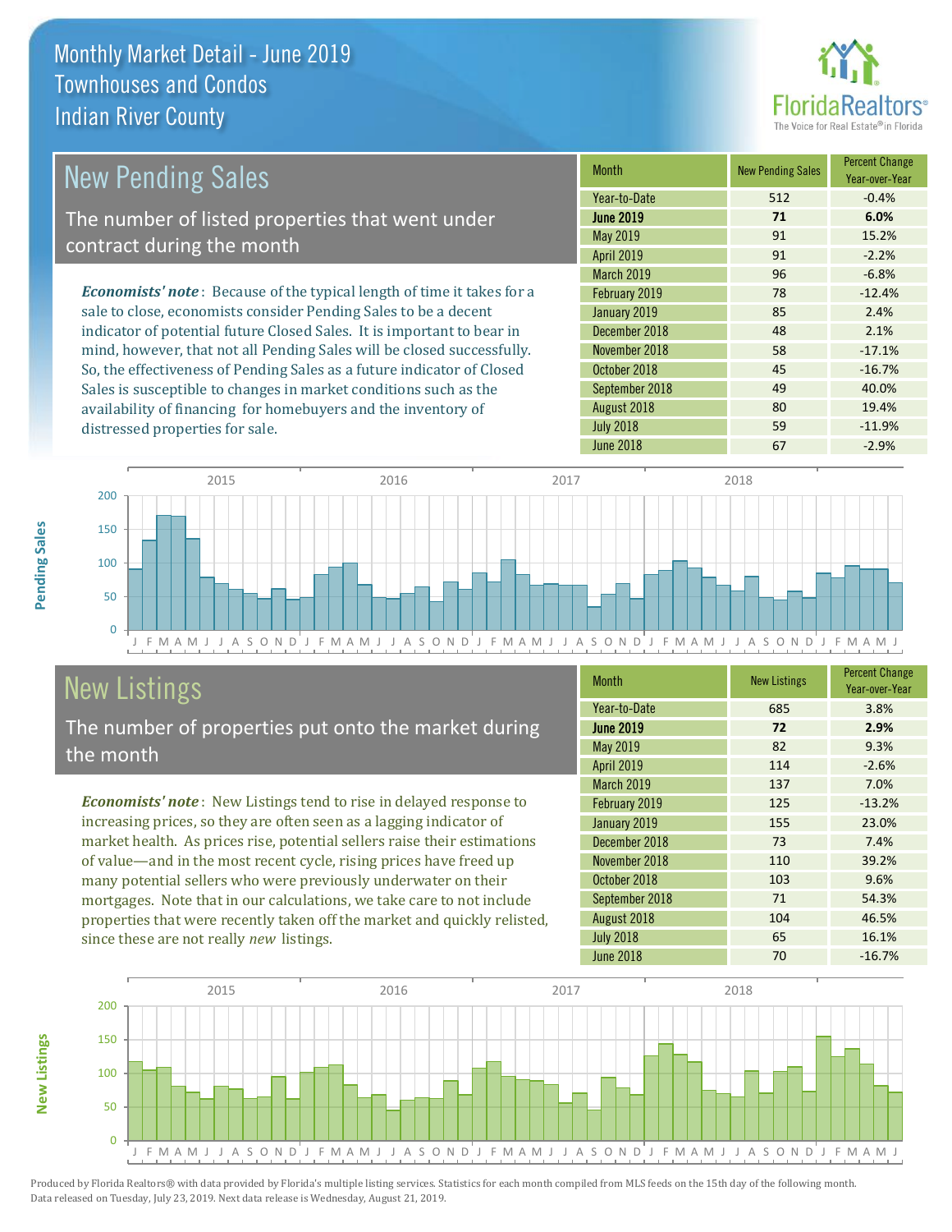# Monthly Market Detail - June 2019
## Townhouses and Condos
## Indian River County

## New Pending Sales

The number of listed properties that went under contract during the month

*Economists' note*: Because of the typical length of time it takes for a sale to close, economists consider Pending Sales to be a decent indicator of potential future Closed Sales. It is important to bear in mind, however, that not all Pending Sales will be closed successfully. So, the effectiveness of Pending Sales as a future indicator of Closed Sales is susceptible to changes in market conditions such as the availability of financing for homebuyers and the inventory of distressed properties for sale.

| Month | New Pending Sales | Percent Change Year-over-Year |
|---|---|---|
| Year-to-Date | 512 | -0.4% |
| **June 2019** | **71** | **6.0%** |
| May 2019 | 91 | 15.2% |
| April 2019 | 91 | -2.2% |
| March 2019 | 96 | -6.8% |
| February 2019 | 78 | -12.4% |
| January 2019 | 85 | 2.4% |
| December 2018 | 48 | 2.1% |
| November 2018 | 58 | -17.1% |
| October 2018 | 45 | -16.7% |
| September 2018 | 49 | 40.0% |
| August 2018 | 80 | 19.4% |
| July 2018 | 59 | -11.9% |
| June 2018 | 67 | -2.9% |

## New Listings

The number of properties put onto the market during the month

*Economists' note*: New Listings tend to rise in delayed response to increasing prices, so they are often seen as a lagging indicator of market health. As prices rise, potential sellers raise their estimations of value—and in the most recent cycle, rising prices have freed up many potential sellers who were previously underwater on their mortgages. Note that in our calculations, we take care to not include properties that were recently taken off the market and quickly relisted, since these are not really *new* listings.

| Month | New Listings | Percent Change Year-over-Year |
|---|---|---|
| Year-to-Date | 685 | 3.8% |
| **June 2019** | **72** | **2.9%** |
| May 2019 | 82 | 9.3% |
| April 2019 | 114 | -2.6% |
| March 2019 | 137 | 7.0% |
| February 2019 | 125 | -13.2% |
| January 2019 | 155 | 23.0% |
| December 2018 | 73 | 7.4% |
| November 2018 | 110 | 39.2% |
| October 2018 | 103 | 9.6% |
| September 2018 | 71 | 54.3% |
| August 2018 | 104 | 46.5% |
| July 2018 | 65 | 16.1% |
| June 2018 | 70 | -16.7% |

Produced by Florida Realtors® with data provided by Florida's multiple listing services. Statistics for each month compiled from MLS feeds on the 15th day of the following month. Data released on Tuesday, July 23, 2019. Next data release is Wednesday, August 21, 2019.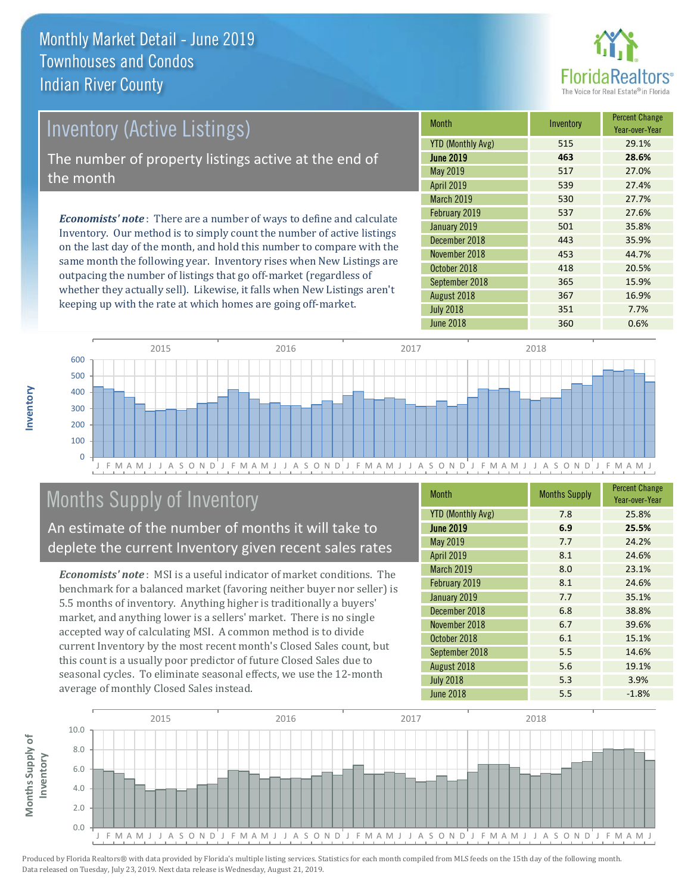# Monthly Market Detail - June 2019
## Townhouses and Condos
## Indian River County

## Inventory (Active Listings)

The number of property listings active at the end of the month

***Economists' note***: There are a number of ways to define and calculate Inventory. Our method is to simply count the number of active listings on the last day of the month, and hold this number to compare with the same month the following year. Inventory rises when New Listings are outpacing the number of listings that go off-market (regardless of whether they actually sell). Likewise, it falls when New Listings aren't keeping up with the rate at which homes are going off-market.

| Month | Inventory | Percent Change Year-over-Year |
|---|---|---|
| YTD (Monthly Avg) | 515 | 29.1% |
| **June 2019** | **463** | **28.6%** |
| May 2019 | 517 | 27.0% |
| April 2019 | 539 | 27.4% |
| March 2019 | 530 | 27.7% |
| February 2019 | 537 | 27.6% |
| January 2019 | 501 | 35.8% |
| December 2018 | 443 | 35.9% |
| November 2018 | 453 | 44.7% |
| October 2018 | 418 | 20.5% |
| September 2018 | 365 | 15.9% |
| August 2018 | 367 | 16.9% |
| July 2018 | 351 | 7.7% |
| June 2018 | 360 | 0.6% |

## Months Supply of Inventory

An estimate of the number of months it will take to deplete the current Inventory given recent sales rates

***Economists' note***: MSI is a useful indicator of market conditions. The benchmark for a balanced market (favoring neither buyer nor seller) is 5.5 months of inventory. Anything higher is traditionally a buyers' market, and anything lower is a sellers' market. There is no single accepted way of calculating MSI. A common method is to divide current Inventory by the most recent month's Closed Sales count, but this count is a usually poor predictor of future Closed Sales due to seasonal cycles. To eliminate seasonal effects, we use the 12-month average of monthly Closed Sales instead.

| Month | Months Supply | Percent Change Year-over-Year |
|---|---|---|
| YTD (Monthly Avg) | 7.8 | 25.8% |
| **June 2019** | **6.9** | **25.5%** |
| May 2019 | 7.7 | 24.2% |
| April 2019 | 8.1 | 24.6% |
| March 2019 | 8.0 | 23.1% |
| February 2019 | 8.1 | 24.6% |
| January 2019 | 7.7 | 35.1% |
| December 2018 | 6.8 | 38.8% |
| November 2018 | 6.7 | 39.6% |
| October 2018 | 6.1 | 15.1% |
| September 2018 | 5.5 | 14.6% |
| August 2018 | 5.6 | 19.1% |
| July 2018 | 5.3 | 3.9% |
| June 2018 | 5.5 | -1.8% |

Produced by Florida Realtors® with data provided by Florida's multiple listing services. Statistics for each month compiled from MLS feeds on the 15th day of the following month. Data released on Tuesday, July 23, 2019. Next data release is Wednesday, August 21, 2019.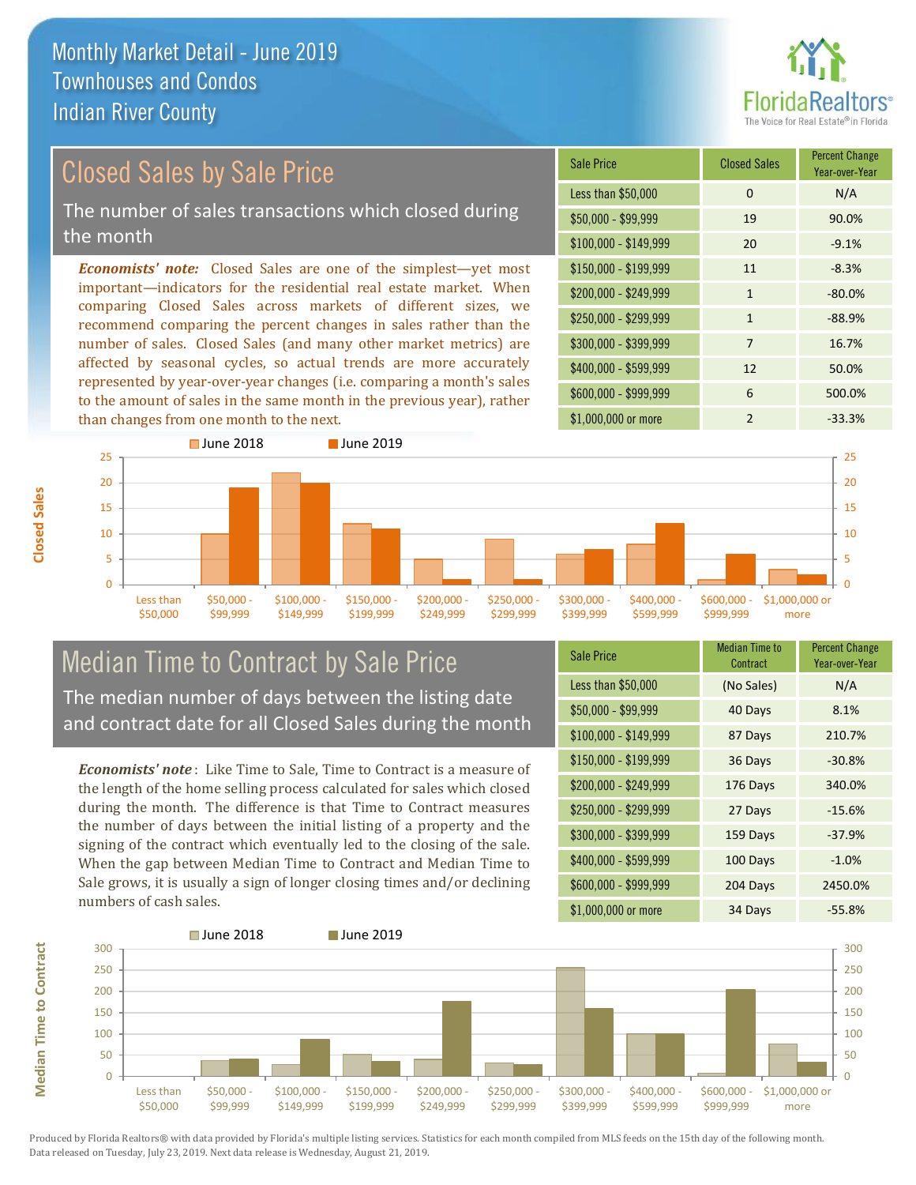# Monthly Market Detail - June 2019
## Townhouses and Condos
## Indian River County

## Closed Sales by Sale Price

The number of sales transactions which closed during the month

*Economists' note:* Closed Sales are one of the simplest—yet most important—indicators for the residential real estate market. When comparing Closed Sales across markets of different sizes, we recommend comparing the percent changes in sales rather than the number of sales. Closed Sales (and many other market metrics) are affected by seasonal cycles, so actual trends are more accurately represented by year-over-year changes (i.e. comparing a month's sales to the amount of sales in the same month in the previous year), rather than changes from one month to the next.

| Sale Price | Closed Sales | Percent Change Year-over-Year |
|---|---|---|
| Less than $50,000 | 0 | N/A |
| $50,000 - $99,999 | 19 | 90.0% |
| $100,000 - $149,999 | 20 | -9.1% |
| $150,000 - $199,999 | 11 | -8.3% |
| $200,000 - $249,999 | 1 | -80.0% |
| $250,000 - $299,999 | 1 | -88.9% |
| $300,000 - $399,999 | 7 | 16.7% |
| $400,000 - $599,999 | 12 | 50.0% |
| $600,000 - $999,999 | 6 | 500.0% |
| $1,000,000 or more | 2 | -33.3% |

## Median Time to Contract by Sale Price

The median number of days between the listing date and contract date for all Closed Sales during the month

*Economists' note*: Like Time to Sale, Time to Contract is a measure of the length of the home selling process calculated for sales which closed during the month. The difference is that Time to Contract measures the number of days between the initial listing of a property and the signing of the contract which eventually led to the closing of the sale. When the gap between Median Time to Contract and Median Time to Sale grows, it is usually a sign of longer closing times and/or declining numbers of cash sales.

| Sale Price | Median Time to Contract | Percent Change Year-over-Year |
|---|---|---|
| Less than $50,000 | (No Sales) | N/A |
| $50,000 - $99,999 | 40 Days | 8.1% |
| $100,000 - $149,999 | 87 Days | 210.7% |
| $150,000 - $199,999 | 36 Days | -30.8% |
| $200,000 - $249,999 | 176 Days | 340.0% |
| $250,000 - $299,999 | 27 Days | -15.6% |
| $300,000 - $399,999 | 159 Days | -37.9% |
| $400,000 - $599,999 | 100 Days | -1.0% |
| $600,000 - $999,999 | 204 Days | 2450.0% |
| $1,000,000 or more | 34 Days | -55.8% |

Produced by Florida Realtors® with data provided by Florida's multiple listing services. Statistics for each month compiled from MLS feeds on the 15th day of the following month. Data released on Tuesday, July 23, 2019. Next data release is Wednesday, August 21, 2019.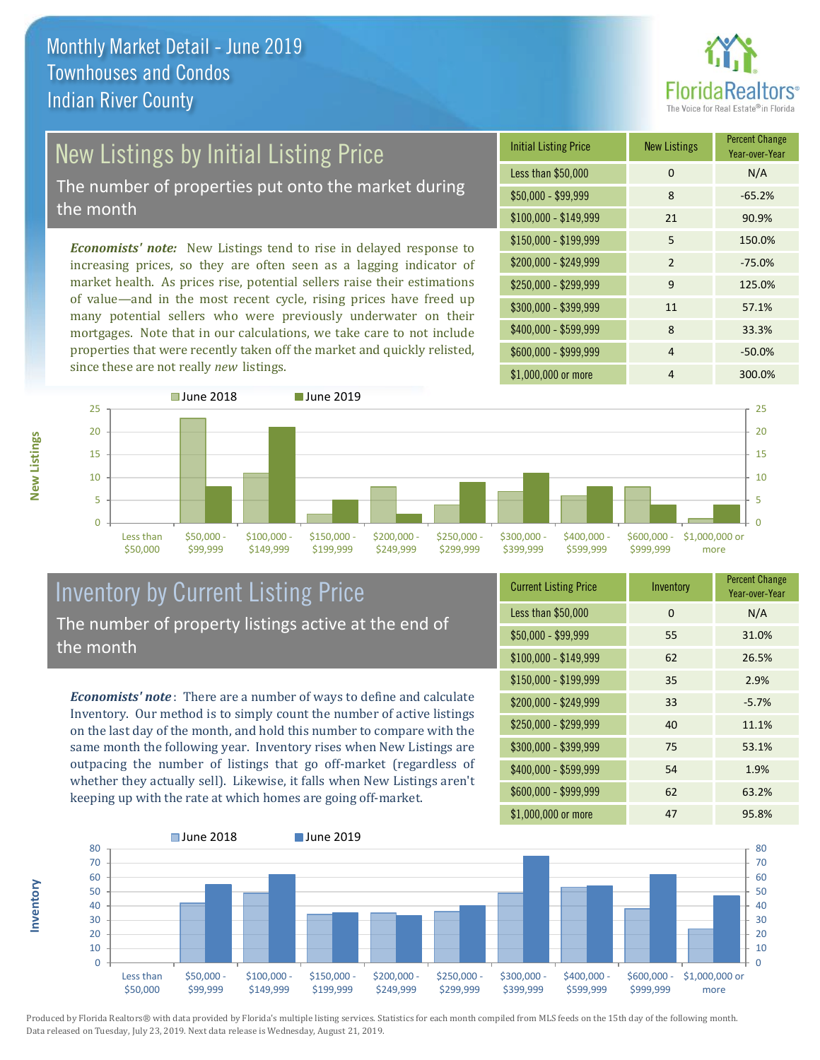# Monthly Market Detail - June 2019
## Townhouses and Condos
## Indian River County

## New Listings by Initial Listing Price

The number of properties put onto the market during the month

*Economists' note:* New Listings tend to rise in delayed response to increasing prices, so they are often seen as a lagging indicator of market health. As prices rise, potential sellers raise their estimations of value—and in the most recent cycle, rising prices have freed up many potential sellers who were previously underwater on their mortgages. Note that in our calculations, we take care to not include properties that were recently taken off the market and quickly relisted, since these are not really *new* listings.

| Initial Listing Price | New Listings | Percent Change Year-over-Year |
|---|---|---|
| Less than $50,000 | 0 | N/A |
| $50,000 - $99,999 | 8 | -65.2% |
| $100,000 - $149,999 | 21 | 90.9% |
| $150,000 - $199,999 | 5 | 150.0% |
| $200,000 - $249,999 | 2 | -75.0% |
| $250,000 - $299,999 | 9 | 125.0% |
| $300,000 - $399,999 | 11 | 57.1% |
| $400,000 - $599,999 | 8 | 33.3% |
| $600,000 - $999,999 | 4 | -50.0% |
| $1,000,000 or more | 4 | 300.0% |

## Inventory by Current Listing Price

The number of property listings active at the end of the month

*Economists' note*: There are a number of ways to define and calculate Inventory. Our method is to simply count the number of active listings on the last day of the month, and hold this number to compare with the same month the following year. Inventory rises when New Listings are outpacing the number of listings that go off-market (regardless of whether they actually sell). Likewise, it falls when New Listings aren't keeping up with the rate at which homes are going off-market.

| Current Listing Price | Inventory | Percent Change Year-over-Year |
|---|---|---|
| Less than $50,000 | 0 | N/A |
| $50,000 - $99,999 | 55 | 31.0% |
| $100,000 - $149,999 | 62 | 26.5% |
| $150,000 - $199,999 | 35 | 2.9% |
| $200,000 - $249,999 | 33 | -5.7% |
| $250,000 - $299,999 | 40 | 11.1% |
| $300,000 - $399,999 | 75 | 53.1% |
| $400,000 - $599,999 | 54 | 1.9% |
| $600,000 - $999,999 | 62 | 63.2% |
| $1,000,000 or more | 47 | 95.8% |

Produced by Florida Realtors® with data provided by Florida's multiple listing services. Statistics for each month compiled from MLS feeds on the 15th day of the following month. Data released on Tuesday, July 23, 2019. Next data release is Wednesday, August 21, 2019.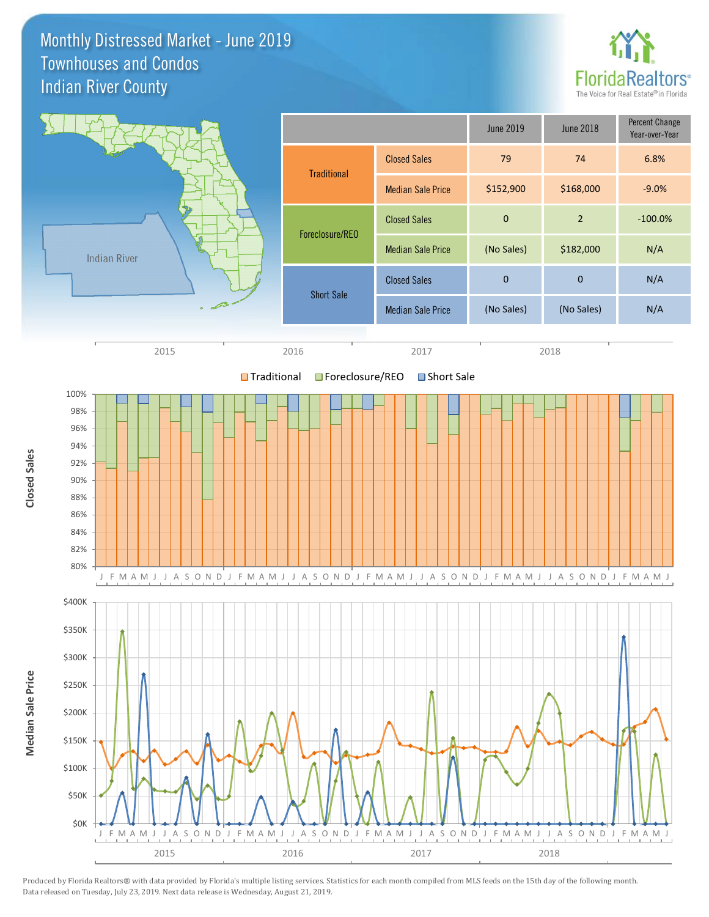# Monthly Distressed Market - June 2019
## Townhouses and Condos
## Indian River County

FloridaRealtors®
The Voice for Real Estate® in Florida

Indian River

| | | June 2019 | June 2018 | Percent Change Year-over-Year |
|---|---|---|---|---|
| Traditional | Closed Sales | 79 | 74 | 6.8% |
| | Median Sale Price | $152,900 | $168,000 | -9.0% |
| Foreclosure/REO | Closed Sales | 0 | 2 | -100.0% |
| | Median Sale Price | (No Sales) | $182,000 | N/A |
| Short Sale | Closed Sales | 0 | 0 | N/A |
| | Median Sale Price | (No Sales) | (No Sales) | N/A |

2015 2016 2017 2018

Traditional
Foreclosure/REO
Short Sale

Closed Sales

100%
98%
96%
94%
92%
90%
88%
86%
84%
82%
80%

J F M A M J J A S O N D J F M A M J J A S O N D J F M A M J J A S O N D J F M A M J J A S O N D J F M A M J

Median Sale Price

$400K
$350K
$300K
$250K
$200K
$150K
$100K
$50K
$0K

J F M A M J J A S O N D J F M A M J J A S O N D J F M A M J J A S O N D J F M A M J J A S O N D J F M A M J

2015 2016 2017 2018

Produced by Florida Realtors® with data provided by Florida's multiple listing services. Statistics for each month compiled from MLS feeds on the 15th day of the following month. Data released on Tuesday, July 23, 2019. Next data release is Wednesday, August 21, 2019.